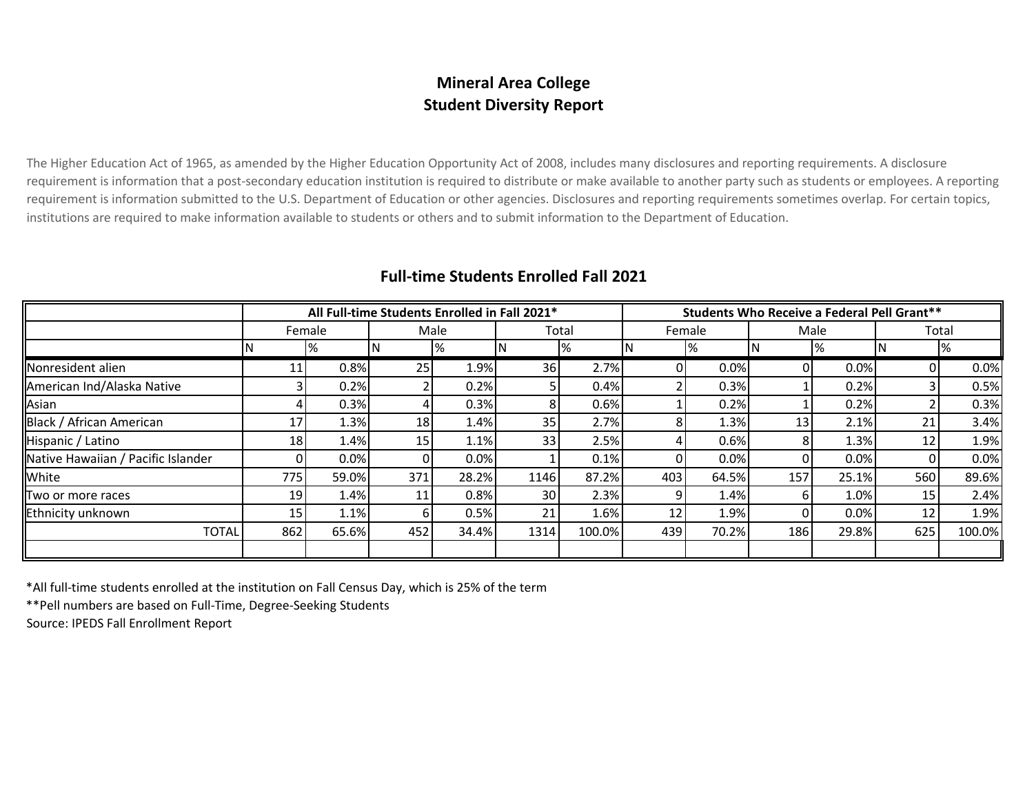# Mineral Area College
# Student Diversity Report

The Higher Education Act of 1965, as amended by the Higher Education Opportunity Act of 2008, includes many disclosures and reporting requirements. A disclosure requirement is information that a post-secondary education institution is required to distribute or make available to another party such as students or employees. A reporting requirement is information submitted to the U.S. Department of Education or other agencies. Disclosures and reporting requirements sometimes overlap. For certain topics, institutions are required to make information available to students or others and to submit information to the Department of Education.

## Full-time Students Enrolled Fall 2021

| | All Full-time Students Enrolled in Fall 2021* | | | | | | Students Who Receive a Federal Pell Grant** | | | | | |
|---|---|---|---|---|---|---|---|---|---|---|---|---|
| | Female | | Male | | Total | | Female | | Male | | Total | |
| | N | % | N | % | N | % | N | % | N | % | N | % |
| Nonresident alien | 11 | 0.8% | 25 | 1.9% | 36 | 2.7% | 0 | 0.0% | 0 | 0.0% | 0 | 0.0% |
| American Ind/Alaska Native | 3 | 0.2% | 2 | 0.2% | 5 | 0.4% | 2 | 0.3% | 1 | 0.2% | 3 | 0.5% |
| Asian | 4 | 0.3% | 4 | 0.3% | 8 | 0.6% | 1 | 0.2% | 1 | 0.2% | 2 | 0.3% |
| Black / African American | 17 | 1.3% | 18 | 1.4% | 35 | 2.7% | 8 | 1.3% | 13 | 2.1% | 21 | 3.4% |
| Hispanic / Latino | 18 | 1.4% | 15 | 1.1% | 33 | 2.5% | 4 | 0.6% | 8 | 1.3% | 12 | 1.9% |
| Native Hawaiian / Pacific Islander | 0 | 0.0% | 0 | 0.0% | 1 | 0.1% | 0 | 0.0% | 0 | 0.0% | 0 | 0.0% |
| White | 775 | 59.0% | 371 | 28.2% | 1146 | 87.2% | 403 | 64.5% | 157 | 25.1% | 560 | 89.6% |
| Two or more races | 19 | 1.4% | 11 | 0.8% | 30 | 2.3% | 9 | 1.4% | 6 | 1.0% | 15 | 2.4% |
| Ethnicity unknown | 15 | 1.1% | 6 | 0.5% | 21 | 1.6% | 12 | 1.9% | 0 | 0.0% | 12 | 1.9% |
| TOTAL | 862 | 65.6% | 452 | 34.4% | 1314 | 100.0% | 439 | 70.2% | 186 | 29.8% | 625 | 100.0% |

*All full-time students enrolled at the institution on Fall Census Day, which is 25% of the term

**Pell numbers are based on Full-Time, Degree-Seeking Students

Source: IPEDS Fall Enrollment Report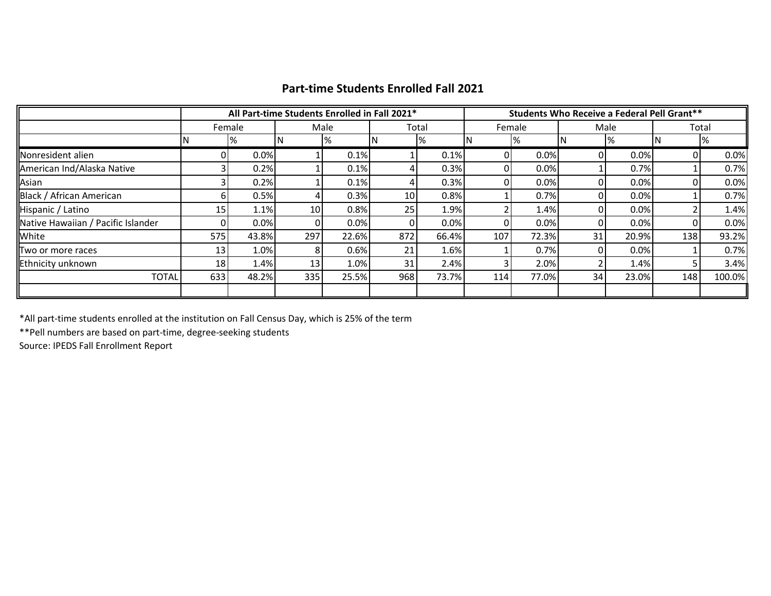## Part-time Students Enrolled Fall 2021

| | All Part-time Students Enrolled in Fall 2021* | | | | | | Students Who Receive a Federal Pell Grant** | | | | | |
|---|---|---|---|---|---|---|---|---|---|---|---|---|
| | Female | | Male | | Total | | Female | | Male | | Total | |
| | N | % | N | % | N | % | N | % | N | % | N | % |
| Nonresident alien | 0 | 0.0% | 1 | 0.1% | 1 | 0.1% | 0 | 0.0% | 0 | 0.0% | 0 | 0.0% |
| American Ind/Alaska Native | 3 | 0.2% | 1 | 0.1% | 4 | 0.3% | 0 | 0.0% | 1 | 0.7% | 1 | 0.7% |
| Asian | 3 | 0.2% | 1 | 0.1% | 4 | 0.3% | 0 | 0.0% | 0 | 0.0% | 0 | 0.0% |
| Black / African American | 6 | 0.5% | 4 | 0.3% | 10 | 0.8% | 1 | 0.7% | 0 | 0.0% | 1 | 0.7% |
| Hispanic / Latino | 15 | 1.1% | 10 | 0.8% | 25 | 1.9% | 2 | 1.4% | 0 | 0.0% | 2 | 1.4% |
| Native Hawaiian / Pacific Islander | 0 | 0.0% | 0 | 0.0% | 0 | 0.0% | 0 | 0.0% | 0 | 0.0% | 0 | 0.0% |
| White | 575 | 43.8% | 297 | 22.6% | 872 | 66.4% | 107 | 72.3% | 31 | 20.9% | 138 | 93.2% |
| Two or more races | 13 | 1.0% | 8 | 0.6% | 21 | 1.6% | 1 | 0.7% | 0 | 0.0% | 1 | 0.7% |
| Ethnicity unknown | 18 | 1.4% | 13 | 1.0% | 31 | 2.4% | 3 | 2.0% | 2 | 1.4% | 5 | 3.4% |
| TOTAL | 633 | 48.2% | 335 | 25.5% | 968 | 73.7% | 114 | 77.0% | 34 | 23.0% | 148 | 100.0% |

*All part-time students enrolled at the institution on Fall Census Day, which is 25% of the term

**Pell numbers are based on part-time, degree-seeking students

Source: IPEDS Fall Enrollment Report